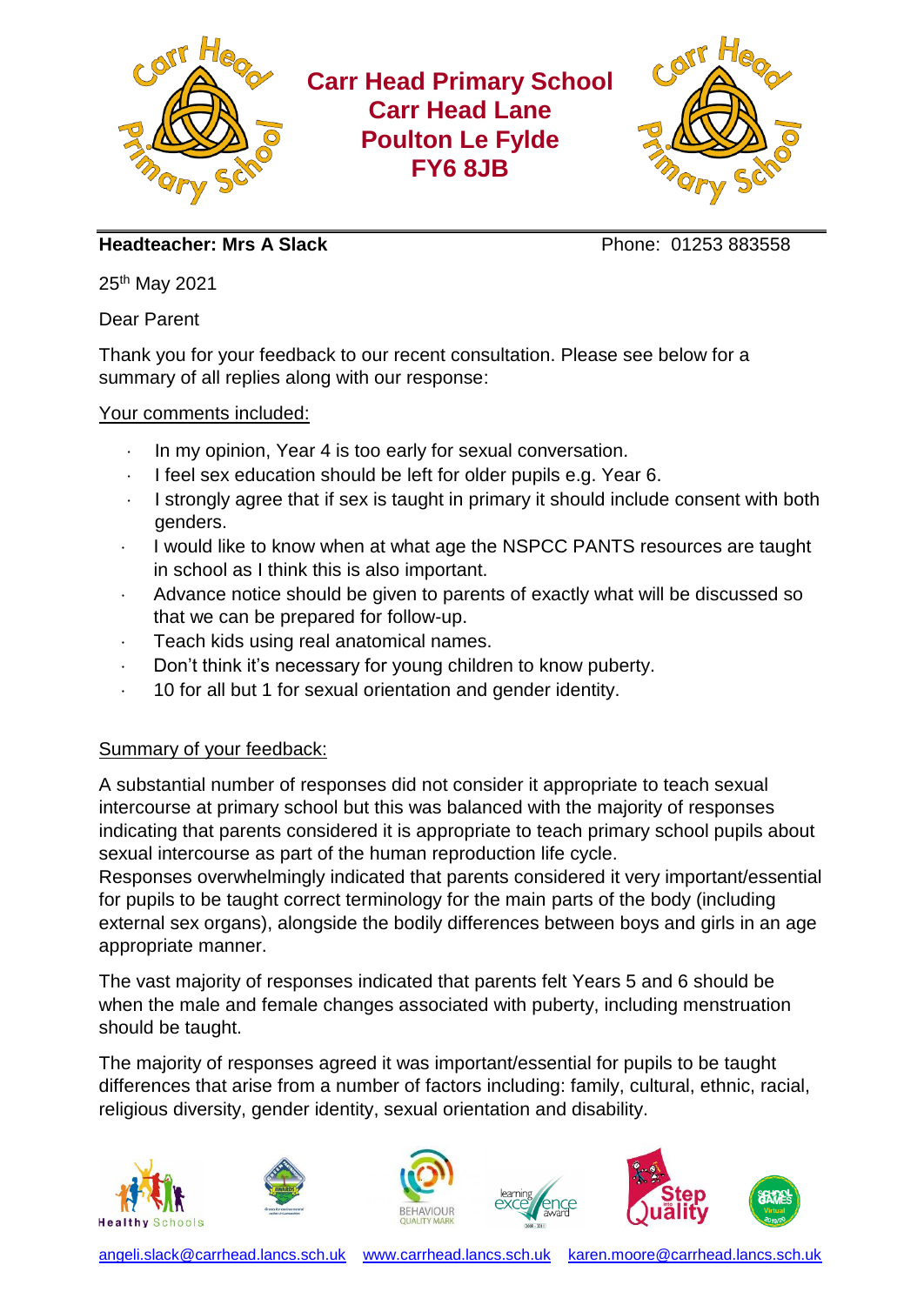# Carr Head Primary School
**Carr Head Lane**
**Poulton Le Fylde**
**FY6 8JB**

**Headteacher: Mrs A Slack** Phone: 01253 883558

25th May 2021

Dear Parent

Thank you for your feedback to our recent consultation. Please see below for a summary of all replies along with our response:

<u>Your comments included:</u>

- In my opinion, Year 4 is too early for sexual conversation.
- I feel sex education should be left for older pupils e.g. Year 6.
- I strongly agree that if sex is taught in primary it should include consent with both genders.
- I would like to know when at what age the NSPCC PANTS resources are taught in school as I think this is also important.
- Advance notice should be given to parents of exactly what will be discussed so that we can be prepared for follow-up.
- Teach kids using real anatomical names.
- Don't think it's necessary for young children to know puberty.
- 10 for all but 1 for sexual orientation and gender identity.

<u>Summary of your feedback:</u>

A substantial number of responses did not consider it appropriate to teach sexual intercourse at primary school but this was balanced with the majority of responses indicating that parents considered it is appropriate to teach primary school pupils about sexual intercourse as part of the human reproduction life cycle.
Responses overwhelmingly indicated that parents considered it very important/essential for pupils to be taught correct terminology for the main parts of the body (including external sex organs), alongside the bodily differences between boys and girls in an age appropriate manner.

The vast majority of responses indicated that parents felt Years 5 and 6 should be when the male and female changes associated with puberty, including menstruation should be taught.

The majority of responses agreed it was important/essential for pupils to be taught differences that arise from a number of factors including: family, cultural, ethnic, racial, religious diversity, gender identity, sexual orientation and disability.

angeli.slack@carrhead.lancs.sch.uk www.carrhead.lancs.sch.uk karen.moore@carrhead.lancs.sch.uk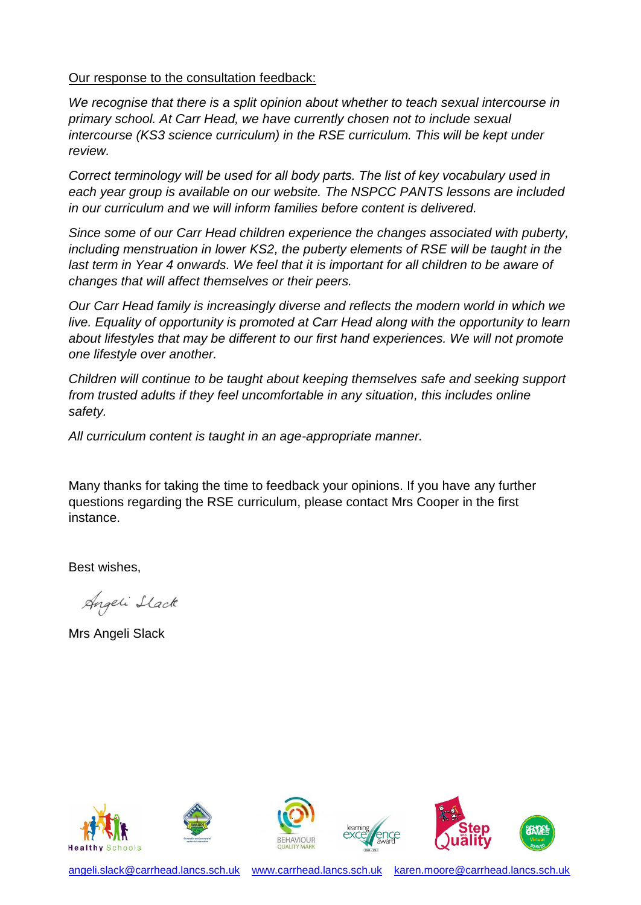Our response to the consultation feedback:

*We recognise that there is a split opinion about whether to teach sexual intercourse in primary school. At Carr Head, we have currently chosen not to include sexual intercourse (KS3 science curriculum) in the RSE curriculum. This will be kept under review.*

*Correct terminology will be used for all body parts. The list of key vocabulary used in each year group is available on our website. The NSPCC PANTS lessons are included in our curriculum and we will inform families before content is delivered.*

*Since some of our Carr Head children experience the changes associated with puberty, including menstruation in lower KS2, the puberty elements of RSE will be taught in the last term in Year 4 onwards. We feel that it is important for all children to be aware of changes that will affect themselves or their peers.*

*Our Carr Head family is increasingly diverse and reflects the modern world in which we live. Equality of opportunity is promoted at Carr Head along with the opportunity to learn about lifestyles that may be different to our first hand experiences. We will not promote one lifestyle over another.*

*Children will continue to be taught about keeping themselves safe and seeking support from trusted adults if they feel uncomfortable in any situation, this includes online safety.*

*All curriculum content is taught in an age-appropriate manner.*

Many thanks for taking the time to feedback your opinions. If you have any further questions regarding the RSE curriculum, please contact Mrs Cooper in the first instance.

Best wishes,

Angeli Slack

Mrs Angeli Slack

angeli.slack@carrhead.lancs.sch.uk www.carrhead.lancs.sch.uk karen.moore@carrhead.lancs.sch.uk